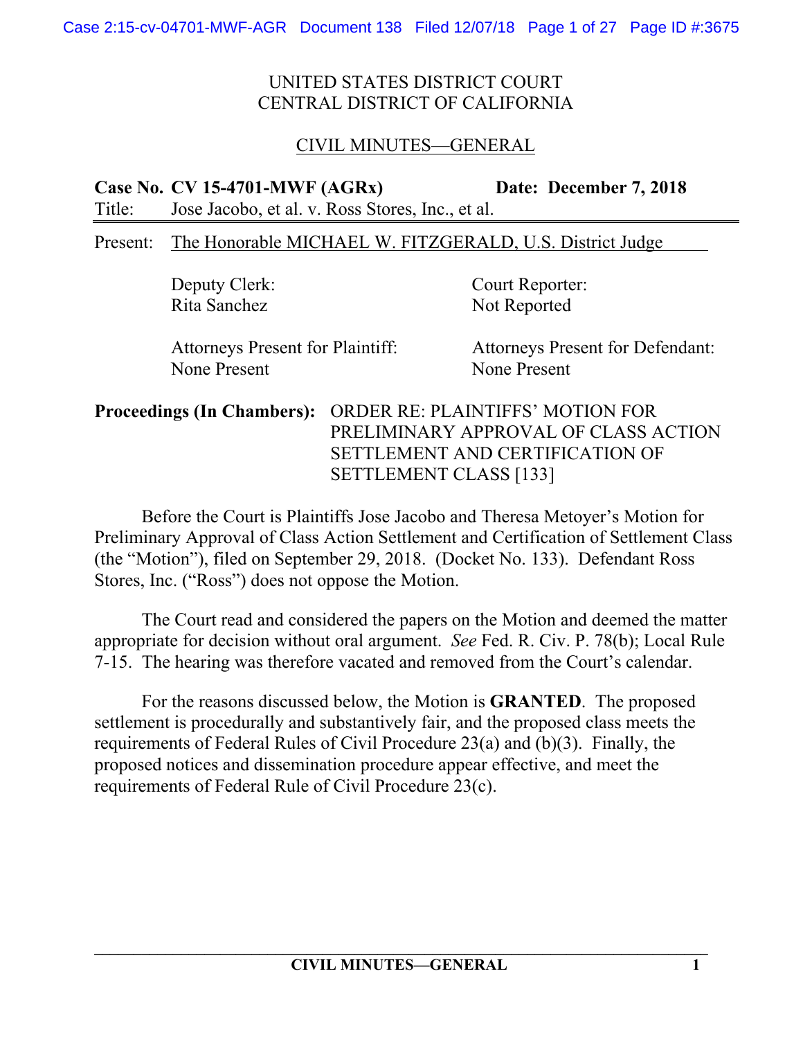UNITED STATES DISTRICT COURT
CENTRAL DISTRICT OF CALIFORNIA

CIVIL MINUTES—GENERAL

**Case No. CV 15-4701-MWF (AGRx)** **Date: December 7, 2018**

Title: Jose Jacobo, et al. v. Ross Stores, Inc., et al.

Present: The Honorable MICHAEL W. FITZGERALD, U.S. District Judge

| | |
|---|---|
| Deputy Clerk: Rita Sanchez | Court Reporter: Not Reported |
| Attorneys Present for Plaintiff: None Present | Attorneys Present for Defendant: None Present |

**Proceedings (In Chambers):** ORDER RE: PLAINTIFFS' MOTION FOR PRELIMINARY APPROVAL OF CLASS ACTION SETTLEMENT AND CERTIFICATION OF SETTLEMENT CLASS [133]

Before the Court is Plaintiffs Jose Jacobo and Theresa Metoyer's Motion for Preliminary Approval of Class Action Settlement and Certification of Settlement Class (the "Motion"), filed on September 29, 2018. (Docket No. 133). Defendant Ross Stores, Inc. ("Ross") does not oppose the Motion.

The Court read and considered the papers on the Motion and deemed the matter appropriate for decision without oral argument. *See* Fed. R. Civ. P. 78(b); Local Rule 7-15. The hearing was therefore vacated and removed from the Court's calendar.

For the reasons discussed below, the Motion is **GRANTED**. The proposed settlement is procedurally and substantively fair, and the proposed class meets the requirements of Federal Rules of Civil Procedure 23(a) and (b)(3). Finally, the proposed notices and dissemination procedure appear effective, and meet the requirements of Federal Rule of Civil Procedure 23(c).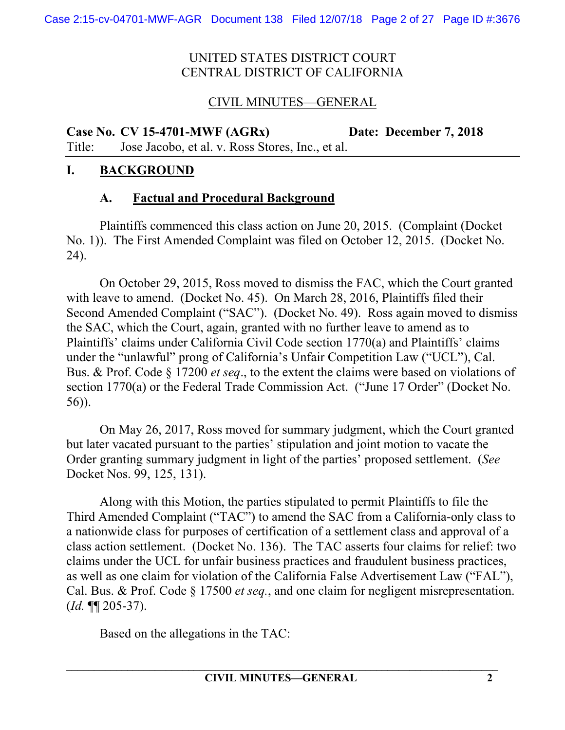UNITED STATES DISTRICT COURT
CENTRAL DISTRICT OF CALIFORNIA

CIVIL MINUTES—GENERAL

**Case No. CV 15-4701-MWF (AGRx)** **Date: December 7, 2018**
Title: Jose Jacobo, et al. v. Ross Stores, Inc., et al.

## I. BACKGROUND

### A. Factual and Procedural Background

Plaintiffs commenced this class action on June 20, 2015. (Complaint (Docket No. 1)). The First Amended Complaint was filed on October 12, 2015. (Docket No. 24).

On October 29, 2015, Ross moved to dismiss the FAC, which the Court granted with leave to amend. (Docket No. 45). On March 28, 2016, Plaintiffs filed their Second Amended Complaint ("SAC"). (Docket No. 49). Ross again moved to dismiss the SAC, which the Court, again, granted with no further leave to amend as to Plaintiffs' claims under California Civil Code section 1770(a) and Plaintiffs' claims under the "unlawful" prong of California's Unfair Competition Law ("UCL"), Cal. Bus. & Prof. Code § 17200 *et seq*., to the extent the claims were based on violations of section 1770(a) or the Federal Trade Commission Act. ("June 17 Order" (Docket No. 56)).

On May 26, 2017, Ross moved for summary judgment, which the Court granted but later vacated pursuant to the parties' stipulation and joint motion to vacate the Order granting summary judgment in light of the parties' proposed settlement. (*See* Docket Nos. 99, 125, 131).

Along with this Motion, the parties stipulated to permit Plaintiffs to file the Third Amended Complaint ("TAC") to amend the SAC from a California-only class to a nationwide class for purposes of certification of a settlement class and approval of a class action settlement. (Docket No. 136). The TAC asserts four claims for relief: two claims under the UCL for unfair business practices and fraudulent business practices, as well as one claim for violation of the California False Advertisement Law ("FAL"), Cal. Bus. & Prof. Code § 17500 *et seq.*, and one claim for negligent misrepresentation. (*Id.* ¶¶ 205-37).

Based on the allegations in the TAC: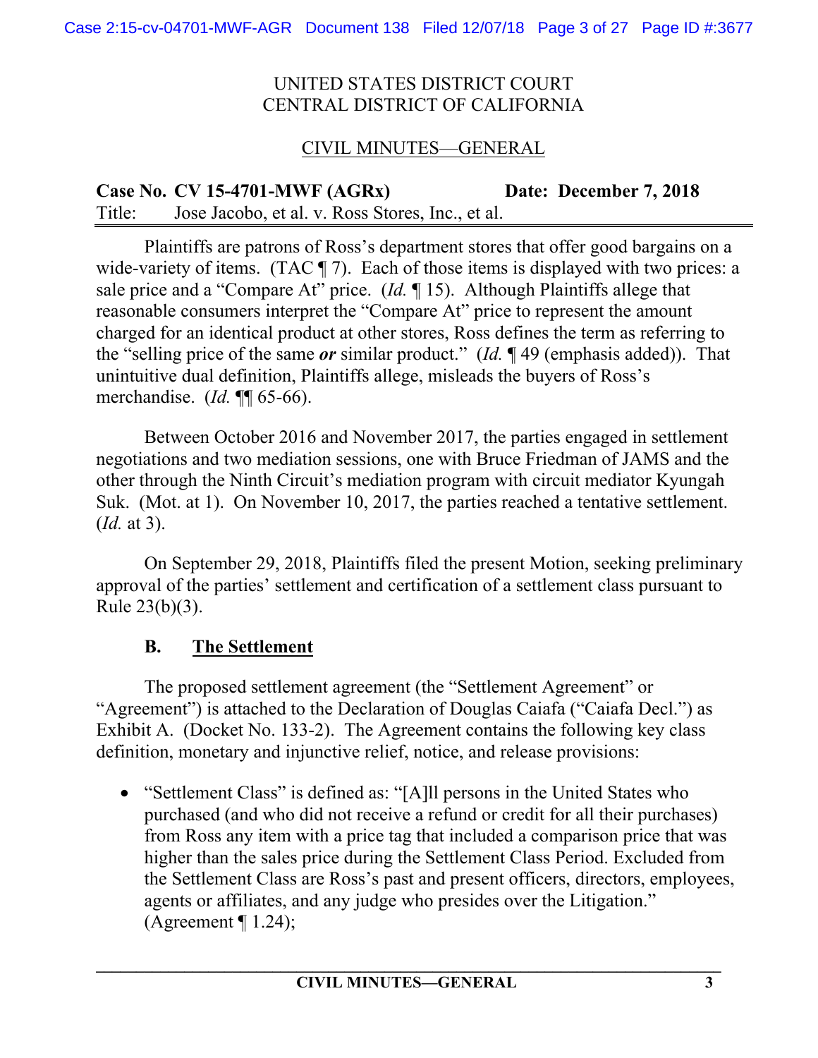UNITED STATES DISTRICT COURT
CENTRAL DISTRICT OF CALIFORNIA

CIVIL MINUTES—GENERAL

**Case No. CV 15-4701-MWF (AGRx)** **Date: December 7, 2018**
Title: Jose Jacobo, et al. v. Ross Stores, Inc., et al.

Plaintiffs are patrons of Ross's department stores that offer good bargains on a wide-variety of items. (TAC ¶ 7). Each of those items is displayed with two prices: a sale price and a "Compare At" price. (*Id.* ¶ 15). Although Plaintiffs allege that reasonable consumers interpret the "Compare At" price to represent the amount charged for an identical product at other stores, Ross defines the term as referring to the "selling price of the same ***or*** similar product." (*Id.* ¶ 49 (emphasis added)). That unintuitive dual definition, Plaintiffs allege, misleads the buyers of Ross's merchandise. (*Id.* ¶¶ 65-66).

Between October 2016 and November 2017, the parties engaged in settlement negotiations and two mediation sessions, one with Bruce Friedman of JAMS and the other through the Ninth Circuit's mediation program with circuit mediator Kyungah Suk. (Mot. at 1). On November 10, 2017, the parties reached a tentative settlement. (*Id.* at 3).

On September 29, 2018, Plaintiffs filed the present Motion, seeking preliminary approval of the parties' settlement and certification of a settlement class pursuant to Rule 23(b)(3).

### B. The Settlement

The proposed settlement agreement (the "Settlement Agreement" or "Agreement") is attached to the Declaration of Douglas Caiafa ("Caiafa Decl.") as Exhibit A. (Docket No. 133-2). The Agreement contains the following key class definition, monetary and injunctive relief, notice, and release provisions:

- "Settlement Class" is defined as: "[A]ll persons in the United States who purchased (and who did not receive a refund or credit for all their purchases) from Ross any item with a price tag that included a comparison price that was higher than the sales price during the Settlement Class Period. Excluded from the Settlement Class are Ross's past and present officers, directors, employees, agents or affiliates, and any judge who presides over the Litigation." (Agreement ¶ 1.24);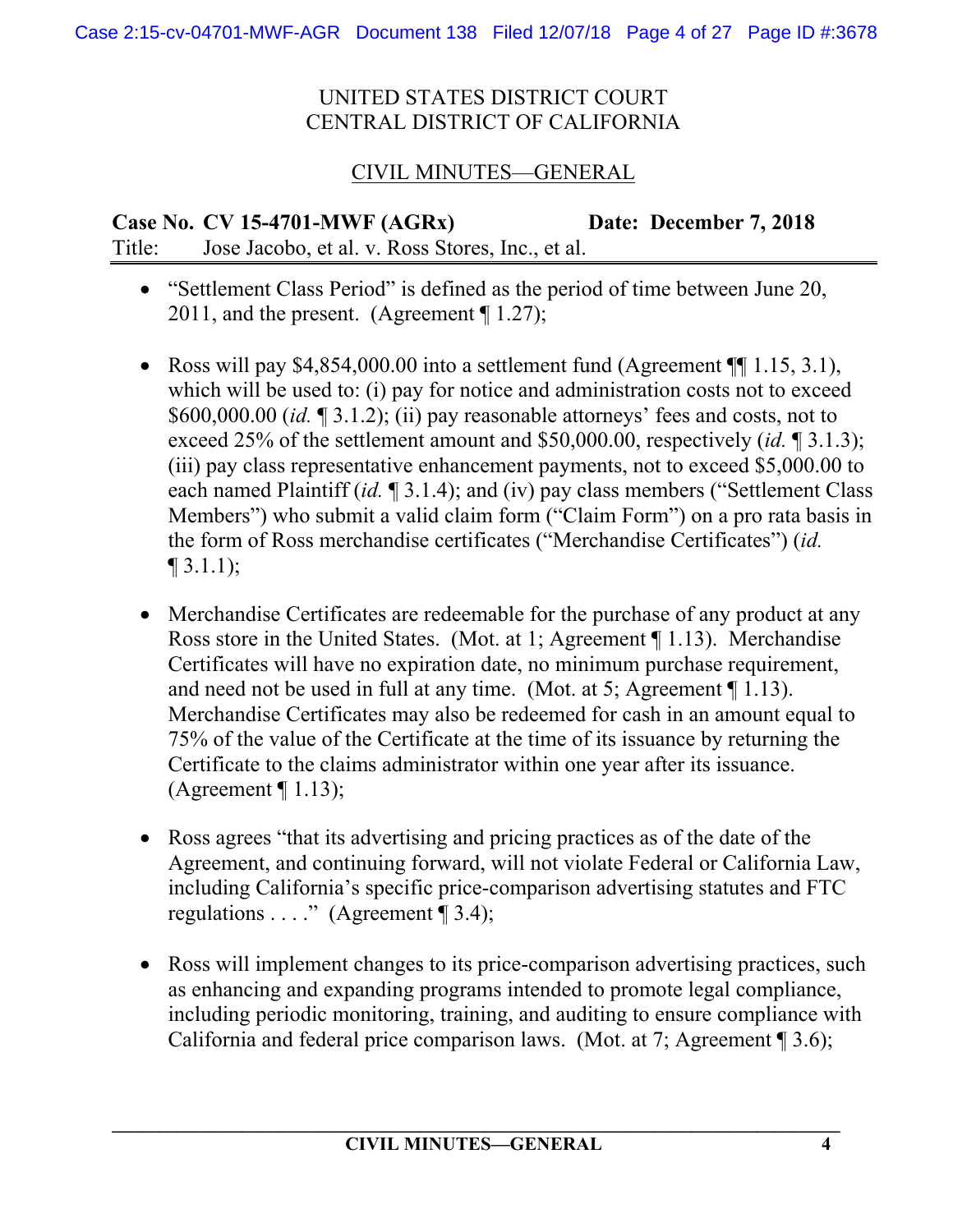UNITED STATES DISTRICT COURT
CENTRAL DISTRICT OF CALIFORNIA

CIVIL MINUTES—GENERAL

**Case No. CV 15-4701-MWF (AGRx)** **Date: December 7, 2018**
Title: Jose Jacobo, et al. v. Ross Stores, Inc., et al.

- "Settlement Class Period" is defined as the period of time between June 20, 2011, and the present. (Agreement ¶ 1.27);

- Ross will pay $4,854,000.00 into a settlement fund (Agreement ¶¶ 1.15, 3.1), which will be used to: (i) pay for notice and administration costs not to exceed $600,000.00 (*id.* ¶ 3.1.2); (ii) pay reasonable attorneys' fees and costs, not to exceed 25% of the settlement amount and $50,000.00, respectively (*id.* ¶ 3.1.3); (iii) pay class representative enhancement payments, not to exceed $5,000.00 to each named Plaintiff (*id.* ¶ 3.1.4); and (iv) pay class members ("Settlement Class Members") who submit a valid claim form ("Claim Form") on a pro rata basis in the form of Ross merchandise certificates ("Merchandise Certificates") (*id.* ¶ 3.1.1);

- Merchandise Certificates are redeemable for the purchase of any product at any Ross store in the United States. (Mot. at 1; Agreement ¶ 1.13). Merchandise Certificates will have no expiration date, no minimum purchase requirement, and need not be used in full at any time. (Mot. at 5; Agreement ¶ 1.13). Merchandise Certificates may also be redeemed for cash in an amount equal to 75% of the value of the Certificate at the time of its issuance by returning the Certificate to the claims administrator within one year after its issuance. (Agreement ¶ 1.13);

- Ross agrees "that its advertising and pricing practices as of the date of the Agreement, and continuing forward, will not violate Federal or California Law, including California's specific price-comparison advertising statutes and FTC regulations . . . ." (Agreement ¶ 3.4);

- Ross will implement changes to its price-comparison advertising practices, such as enhancing and expanding programs intended to promote legal compliance, including periodic monitoring, training, and auditing to ensure compliance with California and federal price comparison laws. (Mot. at 7; Agreement ¶ 3.6);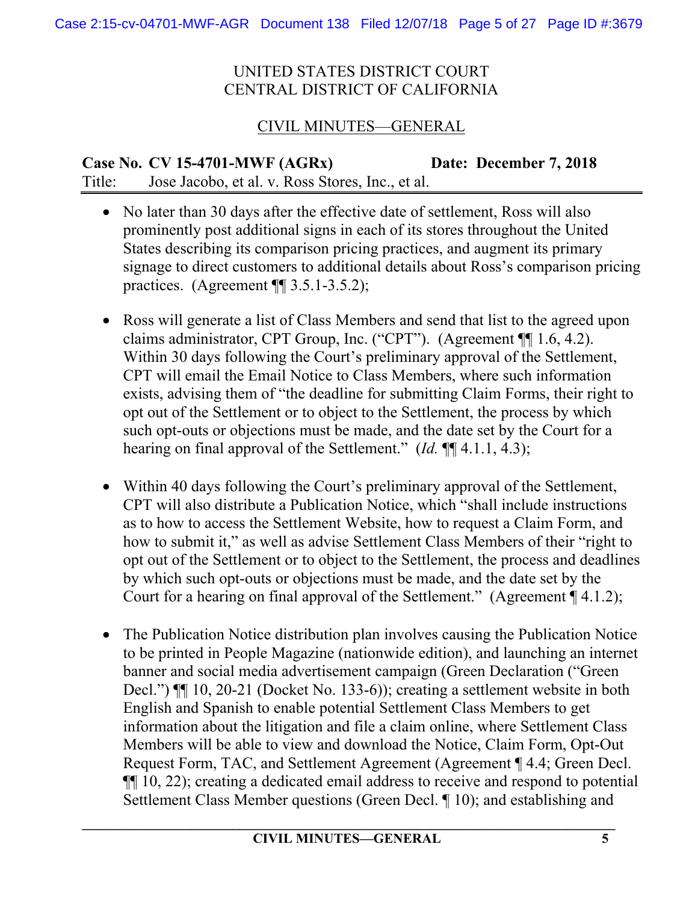UNITED STATES DISTRICT COURT
CENTRAL DISTRICT OF CALIFORNIA

CIVIL MINUTES—GENERAL

**Case No. CV 15-4701-MWF (AGRx)** **Date: December 7, 2018**
Title: Jose Jacobo, et al. v. Ross Stores, Inc., et al.

- No later than 30 days after the effective date of settlement, Ross will also prominently post additional signs in each of its stores throughout the United States describing its comparison pricing practices, and augment its primary signage to direct customers to additional details about Ross's comparison pricing practices. (Agreement ¶¶ 3.5.1-3.5.2);

- Ross will generate a list of Class Members and send that list to the agreed upon claims administrator, CPT Group, Inc. ("CPT"). (Agreement ¶¶ 1.6, 4.2). Within 30 days following the Court's preliminary approval of the Settlement, CPT will email the Email Notice to Class Members, where such information exists, advising them of "the deadline for submitting Claim Forms, their right to opt out of the Settlement or to object to the Settlement, the process by which such opt-outs or objections must be made, and the date set by the Court for a hearing on final approval of the Settlement." (*Id.* ¶¶ 4.1.1, 4.3);

- Within 40 days following the Court's preliminary approval of the Settlement, CPT will also distribute a Publication Notice, which "shall include instructions as to how to access the Settlement Website, how to request a Claim Form, and how to submit it," as well as advise Settlement Class Members of their "right to opt out of the Settlement or to object to the Settlement, the process and deadlines by which such opt-outs or objections must be made, and the date set by the Court for a hearing on final approval of the Settlement." (Agreement ¶ 4.1.2);

- The Publication Notice distribution plan involves causing the Publication Notice to be printed in People Magazine (nationwide edition), and launching an internet banner and social media advertisement campaign (Green Declaration ("Green Decl.") ¶¶ 10, 20-21 (Docket No. 133-6)); creating a settlement website in both English and Spanish to enable potential Settlement Class Members to get information about the litigation and file a claim online, where Settlement Class Members will be able to view and download the Notice, Claim Form, Opt-Out Request Form, TAC, and Settlement Agreement (Agreement ¶ 4.4; Green Decl. ¶¶ 10, 22); creating a dedicated email address to receive and respond to potential Settlement Class Member questions (Green Decl. ¶ 10); and establishing and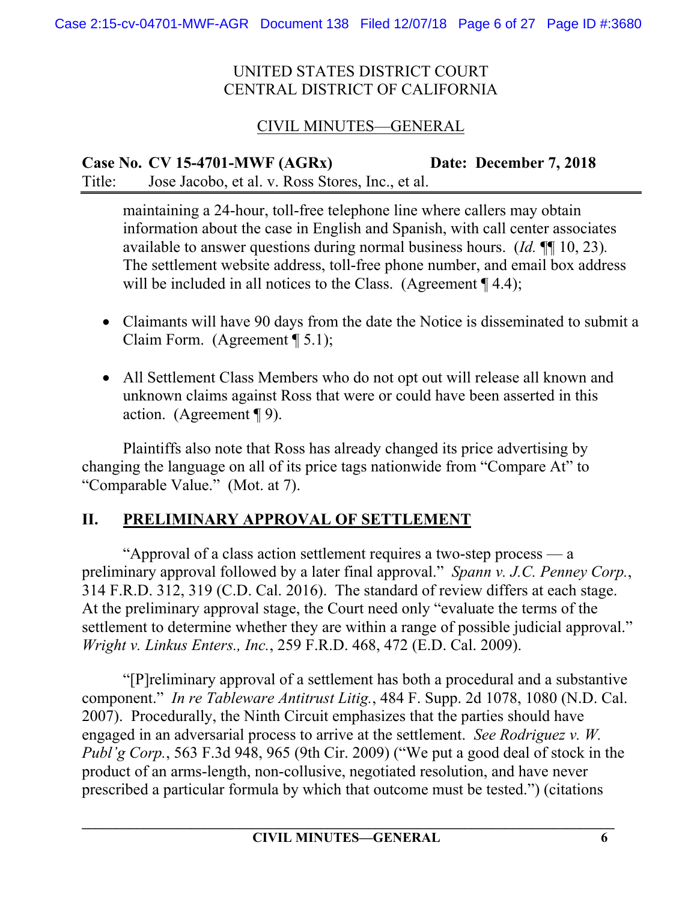UNITED STATES DISTRICT COURT
CENTRAL DISTRICT OF CALIFORNIA

CIVIL MINUTES—GENERAL

**Case No. CV 15-4701-MWF (AGRx)** **Date: December 7, 2018**
Title: Jose Jacobo, et al. v. Ross Stores, Inc., et al.

maintaining a 24-hour, toll-free telephone line where callers may obtain information about the case in English and Spanish, with call center associates available to answer questions during normal business hours. (*Id.* ¶¶ 10, 23). The settlement website address, toll-free phone number, and email box address will be included in all notices to the Class. (Agreement ¶ 4.4);

- Claimants will have 90 days from the date the Notice is disseminated to submit a Claim Form. (Agreement ¶ 5.1);

- All Settlement Class Members who do not opt out will release all known and unknown claims against Ross that were or could have been asserted in this action. (Agreement ¶ 9).

Plaintiffs also note that Ross has already changed its price advertising by changing the language on all of its price tags nationwide from "Compare At" to "Comparable Value." (Mot. at 7).

## II. PRELIMINARY APPROVAL OF SETTLEMENT

"Approval of a class action settlement requires a two-step process — a preliminary approval followed by a later final approval." *Spann v. J.C. Penney Corp.*, 314 F.R.D. 312, 319 (C.D. Cal. 2016). The standard of review differs at each stage. At the preliminary approval stage, the Court need only "evaluate the terms of the settlement to determine whether they are within a range of possible judicial approval." *Wright v. Linkus Enters., Inc.*, 259 F.R.D. 468, 472 (E.D. Cal. 2009).

"[P]reliminary approval of a settlement has both a procedural and a substantive component." *In re Tableware Antitrust Litig.*, 484 F. Supp. 2d 1078, 1080 (N.D. Cal. 2007). Procedurally, the Ninth Circuit emphasizes that the parties should have engaged in an adversarial process to arrive at the settlement. *See Rodriguez v. W. Publ'g Corp.*, 563 F.3d 948, 965 (9th Cir. 2009) ("We put a good deal of stock in the product of an arms-length, non-collusive, negotiated resolution, and have never prescribed a particular formula by which that outcome must be tested.") (citations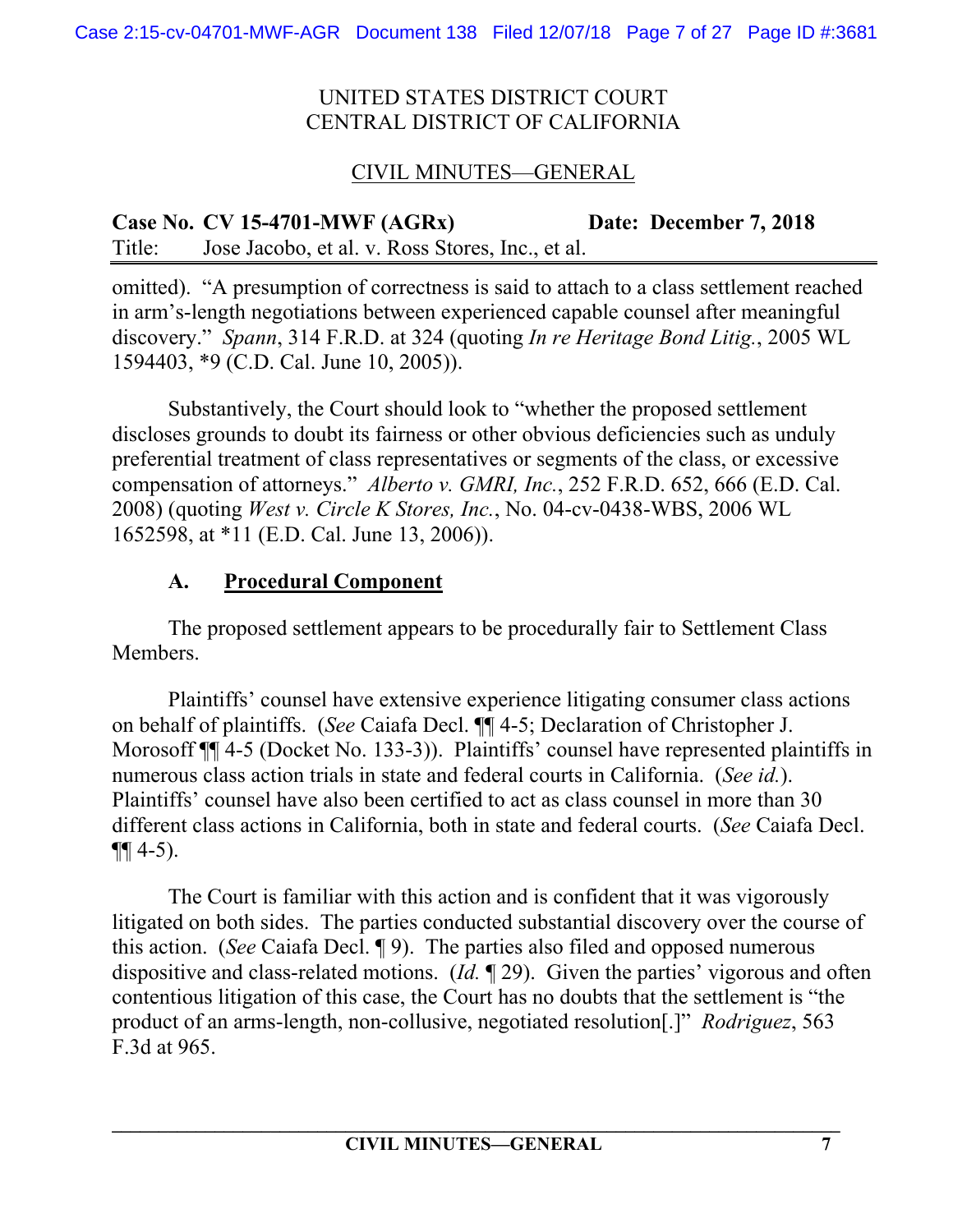omitted). "A presumption of correctness is said to attach to a class settlement reached in arm's-length negotiations between experienced capable counsel after meaningful discovery." *Spann*, 314 F.R.D. at 324 (quoting *In re Heritage Bond Litig.*, 2005 WL 1594403, *9 (C.D. Cal. June 10, 2005)).

Substantively, the Court should look to "whether the proposed settlement discloses grounds to doubt its fairness or other obvious deficiencies such as unduly preferential treatment of class representatives or segments of the class, or excessive compensation of attorneys." *Alberto v. GMRI, Inc.*, 252 F.R.D. 652, 666 (E.D. Cal. 2008) (quoting *West v. Circle K Stores, Inc.*, No. 04-cv-0438-WBS, 2006 WL 1652598, at *11 (E.D. Cal. June 13, 2006)).

### A. <u>Procedural Component</u>

The proposed settlement appears to be procedurally fair to Settlement Class Members.

Plaintiffs' counsel have extensive experience litigating consumer class actions on behalf of plaintiffs. (*See* Caiafa Decl. ¶¶ 4-5; Declaration of Christopher J. Morosoff ¶¶ 4-5 (Docket No. 133-3)). Plaintiffs' counsel have represented plaintiffs in numerous class action trials in state and federal courts in California. (*See id.*). Plaintiffs' counsel have also been certified to act as class counsel in more than 30 different class actions in California, both in state and federal courts. (*See* Caiafa Decl. ¶¶ 4-5).

The Court is familiar with this action and is confident that it was vigorously litigated on both sides. The parties conducted substantial discovery over the course of this action. (*See* Caiafa Decl. ¶ 9). The parties also filed and opposed numerous dispositive and class-related motions. (*Id.* ¶ 29). Given the parties' vigorous and often contentious litigation of this case, the Court has no doubts that the settlement is "the product of an arms-length, non-collusive, negotiated resolution[.]" *Rodriguez*, 563 F.3d at 965.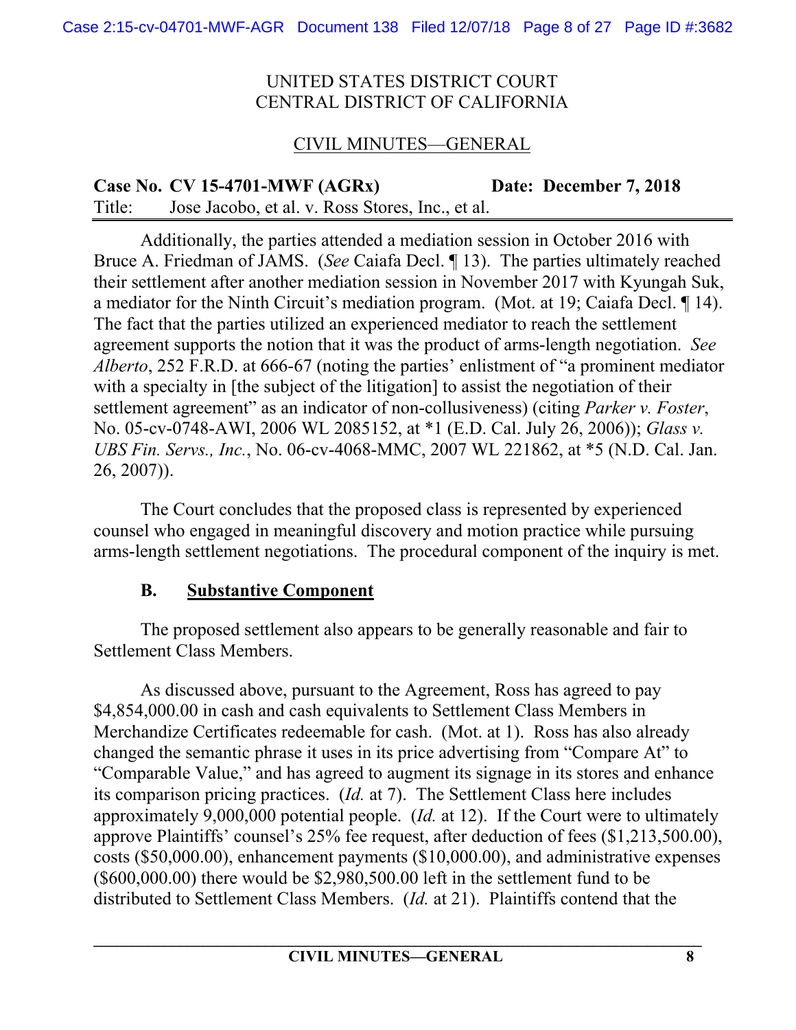UNITED STATES DISTRICT COURT
CENTRAL DISTRICT OF CALIFORNIA

CIVIL MINUTES—GENERAL

**Case No. CV 15-4701-MWF (AGRx)** **Date: December 7, 2018**
Title: Jose Jacobo, et al. v. Ross Stores, Inc., et al.

Additionally, the parties attended a mediation session in October 2016 with Bruce A. Friedman of JAMS. (*See* Caiafa Decl. ¶ 13). The parties ultimately reached their settlement after another mediation session in November 2017 with Kyungah Suk, a mediator for the Ninth Circuit's mediation program. (Mot. at 19; Caiafa Decl. ¶ 14). The fact that the parties utilized an experienced mediator to reach the settlement agreement supports the notion that it was the product of arms-length negotiation. *See Alberto*, 252 F.R.D. at 666-67 (noting the parties' enlistment of "a prominent mediator with a specialty in [the subject of the litigation] to assist the negotiation of their settlement agreement" as an indicator of non-collusiveness) (citing *Parker v. Foster*, No. 05-cv-0748-AWI, 2006 WL 2085152, at *1 (E.D. Cal. July 26, 2006)); *Glass v. UBS Fin. Servs., Inc.*, No. 06-cv-4068-MMC, 2007 WL 221862, at *5 (N.D. Cal. Jan. 26, 2007)).

The Court concludes that the proposed class is represented by experienced counsel who engaged in meaningful discovery and motion practice while pursuing arms-length settlement negotiations. The procedural component of the inquiry is met.

### B. Substantive Component

The proposed settlement also appears to be generally reasonable and fair to Settlement Class Members.

As discussed above, pursuant to the Agreement, Ross has agreed to pay $4,854,000.00 in cash and cash equivalents to Settlement Class Members in Merchandize Certificates redeemable for cash. (Mot. at 1). Ross has also already changed the semantic phrase it uses in its price advertising from "Compare At" to "Comparable Value," and has agreed to augment its signage in its stores and enhance its comparison pricing practices. (*Id.* at 7). The Settlement Class here includes approximately 9,000,000 potential people. (*Id.* at 12). If the Court were to ultimately approve Plaintiffs' counsel's 25% fee request, after deduction of fees ($1,213,500.00), costs ($50,000.00), enhancement payments ($10,000.00), and administrative expenses ($600,000.00) there would be $2,980,500.00 left in the settlement fund to be distributed to Settlement Class Members. (*Id.* at 21). Plaintiffs contend that the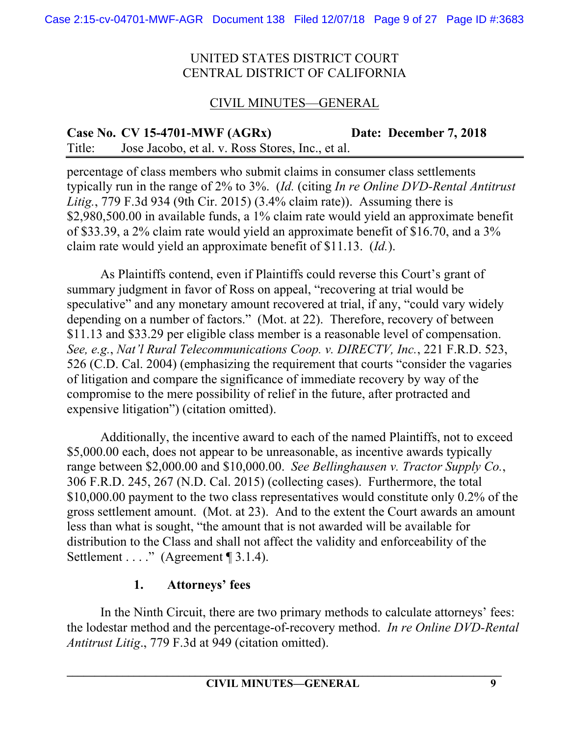percentage of class members who submit claims in consumer class settlements typically run in the range of 2% to 3%. (*Id.* (citing *In re Online DVD-Rental Antitrust Litig.*, 779 F.3d 934 (9th Cir. 2015) (3.4% claim rate)). Assuming there is $2,980,500.00 in available funds, a 1% claim rate would yield an approximate benefit of $33.39, a 2% claim rate would yield an approximate benefit of $16.70, and a 3% claim rate would yield an approximate benefit of $11.13. (*Id.*).

As Plaintiffs contend, even if Plaintiffs could reverse this Court's grant of summary judgment in favor of Ross on appeal, "recovering at trial would be speculative" and any monetary amount recovered at trial, if any, "could vary widely depending on a number of factors." (Mot. at 22). Therefore, recovery of between $11.13 and $33.29 per eligible class member is a reasonable level of compensation. *See, e.g.*, *Nat'l Rural Telecommunications Coop. v. DIRECTV, Inc.*, 221 F.R.D. 523, 526 (C.D. Cal. 2004) (emphasizing the requirement that courts "consider the vagaries of litigation and compare the significance of immediate recovery by way of the compromise to the mere possibility of relief in the future, after protracted and expensive litigation") (citation omitted).

Additionally, the incentive award to each of the named Plaintiffs, not to exceed $5,000.00 each, does not appear to be unreasonable, as incentive awards typically range between $2,000.00 and $10,000.00. *See Bellinghausen v. Tractor Supply Co.*, 306 F.R.D. 245, 267 (N.D. Cal. 2015) (collecting cases). Furthermore, the total $10,000.00 payment to the two class representatives would constitute only 0.2% of the gross settlement amount. (Mot. at 23). And to the extent the Court awards an amount less than what is sought, "the amount that is not awarded will be available for distribution to the Class and shall not affect the validity and enforceability of the Settlement . . . ." (Agreement ¶ 3.1.4).

### 1. Attorneys' fees

In the Ninth Circuit, there are two primary methods to calculate attorneys' fees: the lodestar method and the percentage-of-recovery method. *In re Online DVD-Rental Antitrust Litig*., 779 F.3d at 949 (citation omitted).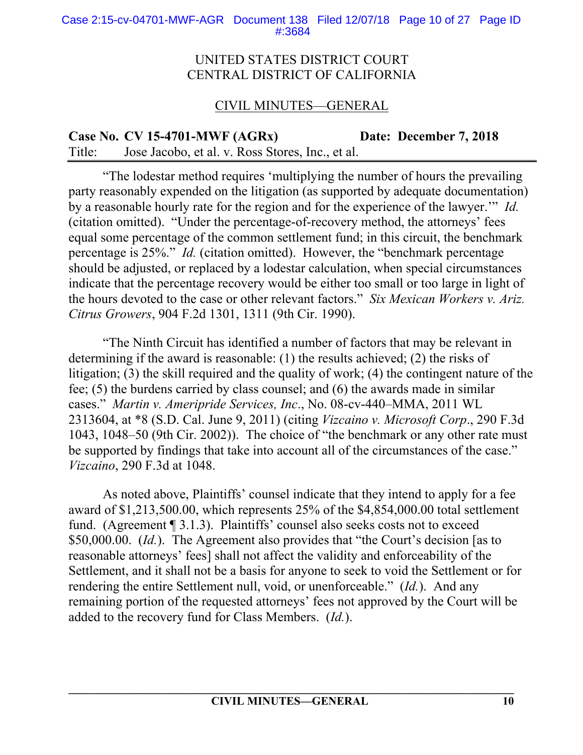"The lodestar method requires 'multiplying the number of hours the prevailing party reasonably expended on the litigation (as supported by adequate documentation) by a reasonable hourly rate for the region and for the experience of the lawyer.'" *Id.* (citation omitted). "Under the percentage-of-recovery method, the attorneys' fees equal some percentage of the common settlement fund; in this circuit, the benchmark percentage is 25%." *Id.* (citation omitted). However, the "benchmark percentage should be adjusted, or replaced by a lodestar calculation, when special circumstances indicate that the percentage recovery would be either too small or too large in light of the hours devoted to the case or other relevant factors." *Six Mexican Workers v. Ariz. Citrus Growers*, 904 F.2d 1301, 1311 (9th Cir. 1990).

"The Ninth Circuit has identified a number of factors that may be relevant in determining if the award is reasonable: (1) the results achieved; (2) the risks of litigation; (3) the skill required and the quality of work; (4) the contingent nature of the fee; (5) the burdens carried by class counsel; and (6) the awards made in similar cases." *Martin v. Ameripride Services, Inc.*, No. 08-cv-440–MMA, 2011 WL 2313604, at *8 (S.D. Cal. June 9, 2011) (citing *Vizcaino v. Microsoft Corp.*, 290 F.3d 1043, 1048–50 (9th Cir. 2002)). The choice of "the benchmark or any other rate must be supported by findings that take into account all of the circumstances of the case." *Vizcaino*, 290 F.3d at 1048.

As noted above, Plaintiffs' counsel indicate that they intend to apply for a fee award of $1,213,500.00, which represents 25% of the $4,854,000.00 total settlement fund. (Agreement ¶ 3.1.3). Plaintiffs' counsel also seeks costs not to exceed $50,000.00. (*Id.*). The Agreement also provides that "the Court's decision [as to reasonable attorneys' fees] shall not affect the validity and enforceability of the Settlement, and it shall not be a basis for anyone to seek to void the Settlement or for rendering the entire Settlement null, void, or unenforceable." (*Id.*). And any remaining portion of the requested attorneys' fees not approved by the Court will be added to the recovery fund for Class Members. (*Id.*).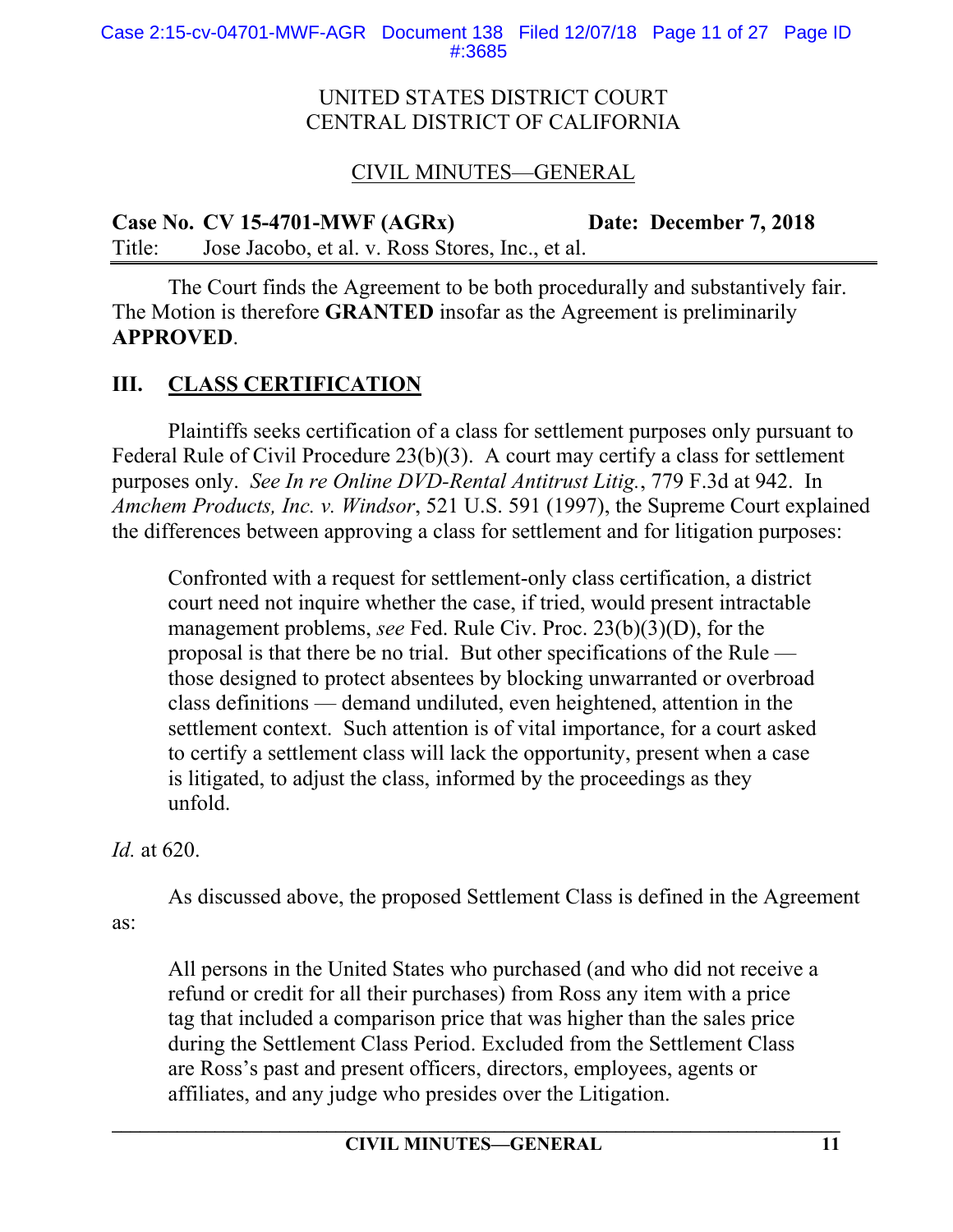UNITED STATES DISTRICT COURT
CENTRAL DISTRICT OF CALIFORNIA

CIVIL MINUTES—GENERAL

**Case No. CV 15-4701-MWF (AGRx) Date: December 7, 2018**
Title: Jose Jacobo, et al. v. Ross Stores, Inc., et al.

The Court finds the Agreement to be both procedurally and substantively fair. The Motion is therefore **GRANTED** insofar as the Agreement is preliminarily **APPROVED**.

## III. CLASS CERTIFICATION

Plaintiffs seeks certification of a class for settlement purposes only pursuant to Federal Rule of Civil Procedure 23(b)(3). A court may certify a class for settlement purposes only. *See In re Online DVD-Rental Antitrust Litig.*, 779 F.3d at 942. In *Amchem Products, Inc. v. Windsor*, 521 U.S. 591 (1997), the Supreme Court explained the differences between approving a class for settlement and for litigation purposes:

> Confronted with a request for settlement-only class certification, a district court need not inquire whether the case, if tried, would present intractable management problems, *see* Fed. Rule Civ. Proc. 23(b)(3)(D), for the proposal is that there be no trial. But other specifications of the Rule — those designed to protect absentees by blocking unwarranted or overbroad class definitions — demand undiluted, even heightened, attention in the settlement context. Such attention is of vital importance, for a court asked to certify a settlement class will lack the opportunity, present when a case is litigated, to adjust the class, informed by the proceedings as they unfold.

*Id.* at 620.

As discussed above, the proposed Settlement Class is defined in the Agreement as:

> All persons in the United States who purchased (and who did not receive a refund or credit for all their purchases) from Ross any item with a price tag that included a comparison price that was higher than the sales price during the Settlement Class Period. Excluded from the Settlement Class are Ross's past and present officers, directors, employees, agents or affiliates, and any judge who presides over the Litigation.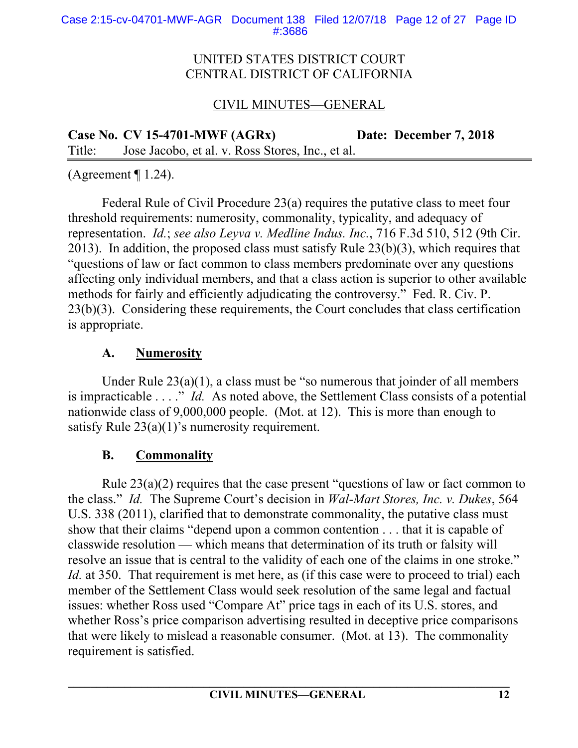(Agreement ¶ 1.24).

Federal Rule of Civil Procedure 23(a) requires the putative class to meet four threshold requirements: numerosity, commonality, typicality, and adequacy of representation. *Id.*; *see also Leyva v. Medline Indus. Inc.*, 716 F.3d 510, 512 (9th Cir. 2013). In addition, the proposed class must satisfy Rule 23(b)(3), which requires that "questions of law or fact common to class members predominate over any questions affecting only individual members, and that a class action is superior to other available methods for fairly and efficiently adjudicating the controversy." Fed. R. Civ. P. 23(b)(3). Considering these requirements, the Court concludes that class certification is appropriate.

### A. Numerosity

Under Rule 23(a)(1), a class must be "so numerous that joinder of all members is impracticable . . . ." *Id.* As noted above, the Settlement Class consists of a potential nationwide class of 9,000,000 people. (Mot. at 12). This is more than enough to satisfy Rule 23(a)(1)'s numerosity requirement.

### B. Commonality

Rule 23(a)(2) requires that the case present "questions of law or fact common to the class." *Id.* The Supreme Court's decision in *Wal-Mart Stores, Inc. v. Dukes*, 564 U.S. 338 (2011), clarified that to demonstrate commonality, the putative class must show that their claims "depend upon a common contention . . . that it is capable of classwide resolution — which means that determination of its truth or falsity will resolve an issue that is central to the validity of each one of the claims in one stroke." *Id.* at 350. That requirement is met here, as (if this case were to proceed to trial) each member of the Settlement Class would seek resolution of the same legal and factual issues: whether Ross used "Compare At" price tags in each of its U.S. stores, and whether Ross's price comparison advertising resulted in deceptive price comparisons that were likely to mislead a reasonable consumer. (Mot. at 13). The commonality requirement is satisfied.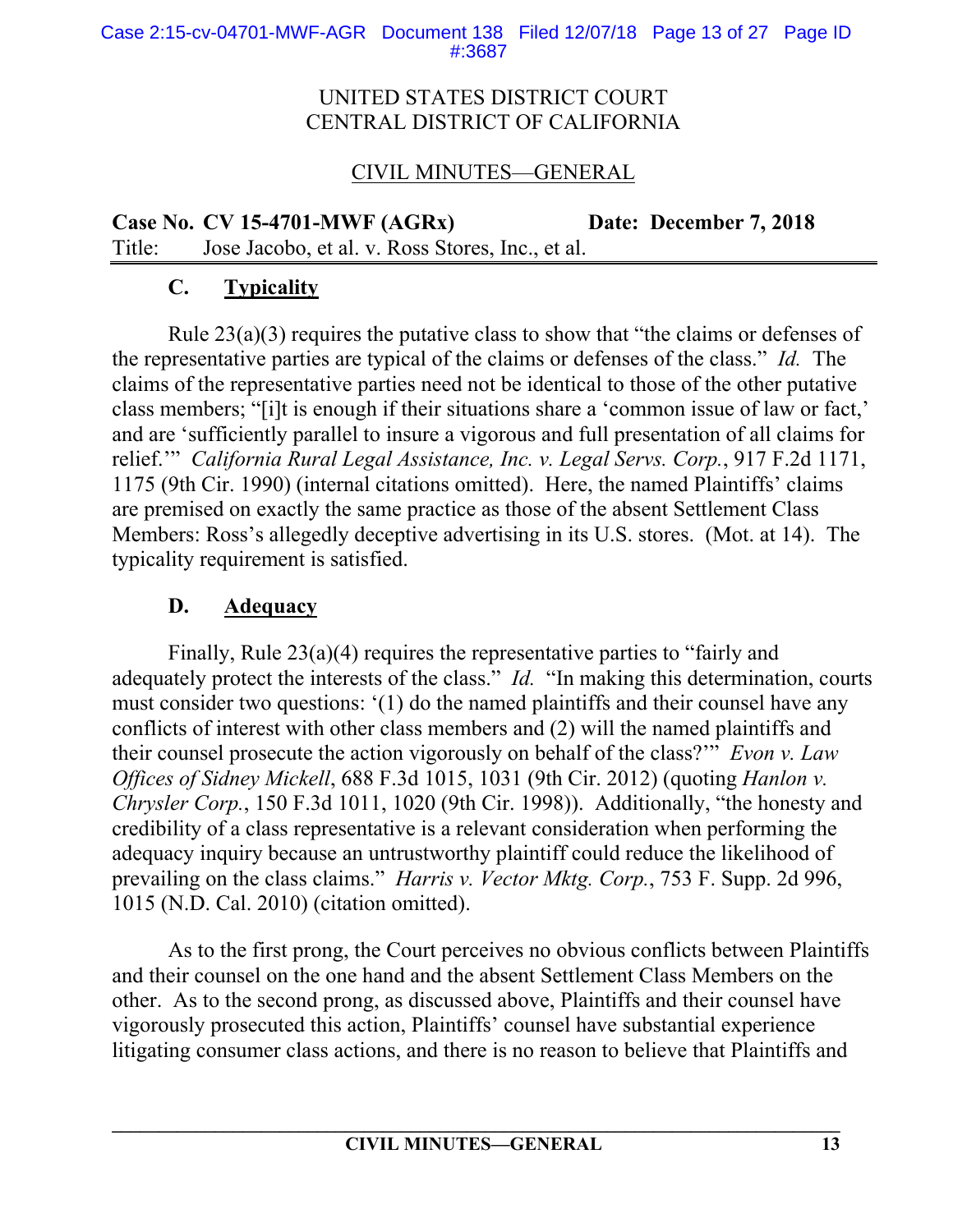UNITED STATES DISTRICT COURT
CENTRAL DISTRICT OF CALIFORNIA

CIVIL MINUTES—GENERAL

**Case No. CV 15-4701-MWF (AGRx)** **Date: December 7, 2018**
Title: Jose Jacobo, et al. v. Ross Stores, Inc., et al.

### C. Typicality

Rule 23(a)(3) requires the putative class to show that "the claims or defenses of the representative parties are typical of the claims or defenses of the class." *Id.* The claims of the representative parties need not be identical to those of the other putative class members; "[i]t is enough if their situations share a 'common issue of law or fact,' and are 'sufficiently parallel to insure a vigorous and full presentation of all claims for relief.'" *California Rural Legal Assistance, Inc. v. Legal Servs. Corp.*, 917 F.2d 1171, 1175 (9th Cir. 1990) (internal citations omitted). Here, the named Plaintiffs' claims are premised on exactly the same practice as those of the absent Settlement Class Members: Ross's allegedly deceptive advertising in its U.S. stores. (Mot. at 14). The typicality requirement is satisfied.

### D. Adequacy

Finally, Rule 23(a)(4) requires the representative parties to "fairly and adequately protect the interests of the class." *Id.* "In making this determination, courts must consider two questions: '(1) do the named plaintiffs and their counsel have any conflicts of interest with other class members and (2) will the named plaintiffs and their counsel prosecute the action vigorously on behalf of the class?'" *Evon v. Law Offices of Sidney Mickell*, 688 F.3d 1015, 1031 (9th Cir. 2012) (quoting *Hanlon v. Chrysler Corp.*, 150 F.3d 1011, 1020 (9th Cir. 1998)). Additionally, "the honesty and credibility of a class representative is a relevant consideration when performing the adequacy inquiry because an untrustworthy plaintiff could reduce the likelihood of prevailing on the class claims." *Harris v. Vector Mktg. Corp.*, 753 F. Supp. 2d 996, 1015 (N.D. Cal. 2010) (citation omitted).

As to the first prong, the Court perceives no obvious conflicts between Plaintiffs and their counsel on the one hand and the absent Settlement Class Members on the other. As to the second prong, as discussed above, Plaintiffs and their counsel have vigorously prosecuted this action, Plaintiffs' counsel have substantial experience litigating consumer class actions, and there is no reason to believe that Plaintiffs and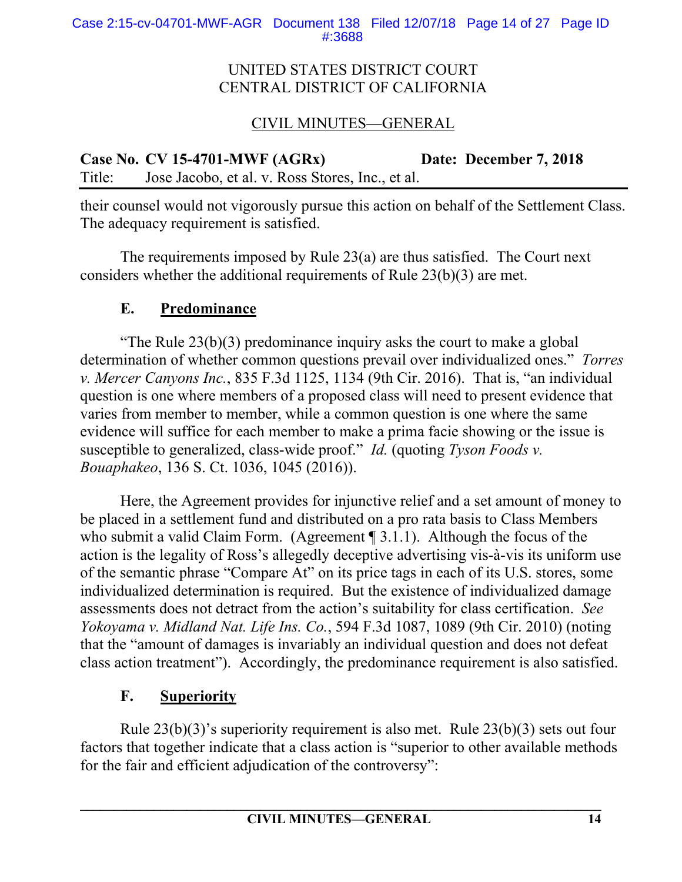their counsel would not vigorously pursue this action on behalf of the Settlement Class. The adequacy requirement is satisfied.

The requirements imposed by Rule 23(a) are thus satisfied. The Court next considers whether the additional requirements of Rule 23(b)(3) are met.

### E. **Predominance**

"The Rule 23(b)(3) predominance inquiry asks the court to make a global determination of whether common questions prevail over individualized ones." *Torres v. Mercer Canyons Inc.*, 835 F.3d 1125, 1134 (9th Cir. 2016). That is, "an individual question is one where members of a proposed class will need to present evidence that varies from member to member, while a common question is one where the same evidence will suffice for each member to make a prima facie showing or the issue is susceptible to generalized, class-wide proof." *Id.* (quoting *Tyson Foods v. Bouaphakeo*, 136 S. Ct. 1036, 1045 (2016)).

Here, the Agreement provides for injunctive relief and a set amount of money to be placed in a settlement fund and distributed on a pro rata basis to Class Members who submit a valid Claim Form. (Agreement ¶ 3.1.1). Although the focus of the action is the legality of Ross's allegedly deceptive advertising vis-à-vis its uniform use of the semantic phrase "Compare At" on its price tags in each of its U.S. stores, some individualized determination is required. But the existence of individualized damage assessments does not detract from the action's suitability for class certification. *See Yokoyama v. Midland Nat. Life Ins. Co.*, 594 F.3d 1087, 1089 (9th Cir. 2010) (noting that the "amount of damages is invariably an individual question and does not defeat class action treatment"). Accordingly, the predominance requirement is also satisfied.

### F. **Superiority**

Rule 23(b)(3)'s superiority requirement is also met. Rule 23(b)(3) sets out four factors that together indicate that a class action is "superior to other available methods for the fair and efficient adjudication of the controversy":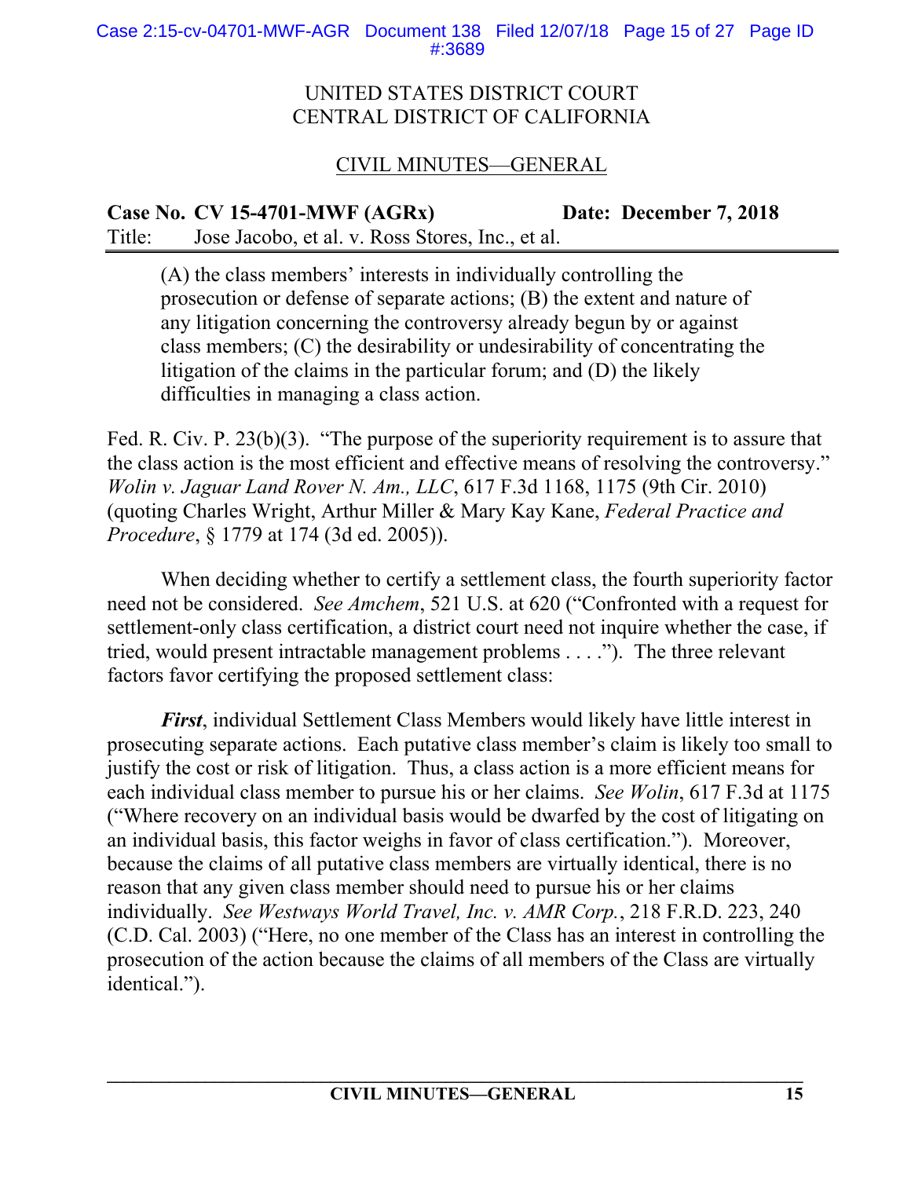UNITED STATES DISTRICT COURT
CENTRAL DISTRICT OF CALIFORNIA

CIVIL MINUTES—GENERAL

**Case No. CV 15-4701-MWF (AGRx)** **Date: December 7, 2018**
Title: Jose Jacobo, et al. v. Ross Stores, Inc., et al.

> (A) the class members' interests in individually controlling the prosecution or defense of separate actions; (B) the extent and nature of any litigation concerning the controversy already begun by or against class members; (C) the desirability or undesirability of concentrating the litigation of the claims in the particular forum; and (D) the likely difficulties in managing a class action.

Fed. R. Civ. P. 23(b)(3). "The purpose of the superiority requirement is to assure that the class action is the most efficient and effective means of resolving the controversy." *Wolin v. Jaguar Land Rover N. Am., LLC*, 617 F.3d 1168, 1175 (9th Cir. 2010) (quoting Charles Wright, Arthur Miller & Mary Kay Kane, *Federal Practice and Procedure*, § 1779 at 174 (3d ed. 2005)).

When deciding whether to certify a settlement class, the fourth superiority factor need not be considered. *See Amchem*, 521 U.S. at 620 ("Confronted with a request for settlement-only class certification, a district court need not inquire whether the case, if tried, would present intractable management problems . . . ."). The three relevant factors favor certifying the proposed settlement class:

***First***, individual Settlement Class Members would likely have little interest in prosecuting separate actions. Each putative class member's claim is likely too small to justify the cost or risk of litigation. Thus, a class action is a more efficient means for each individual class member to pursue his or her claims. *See Wolin*, 617 F.3d at 1175 ("Where recovery on an individual basis would be dwarfed by the cost of litigating on an individual basis, this factor weighs in favor of class certification."). Moreover, because the claims of all putative class members are virtually identical, there is no reason that any given class member should need to pursue his or her claims individually. *See Westways World Travel, Inc. v. AMR Corp.*, 218 F.R.D. 223, 240 (C.D. Cal. 2003) ("Here, no one member of the Class has an interest in controlling the prosecution of the action because the claims of all members of the Class are virtually identical.").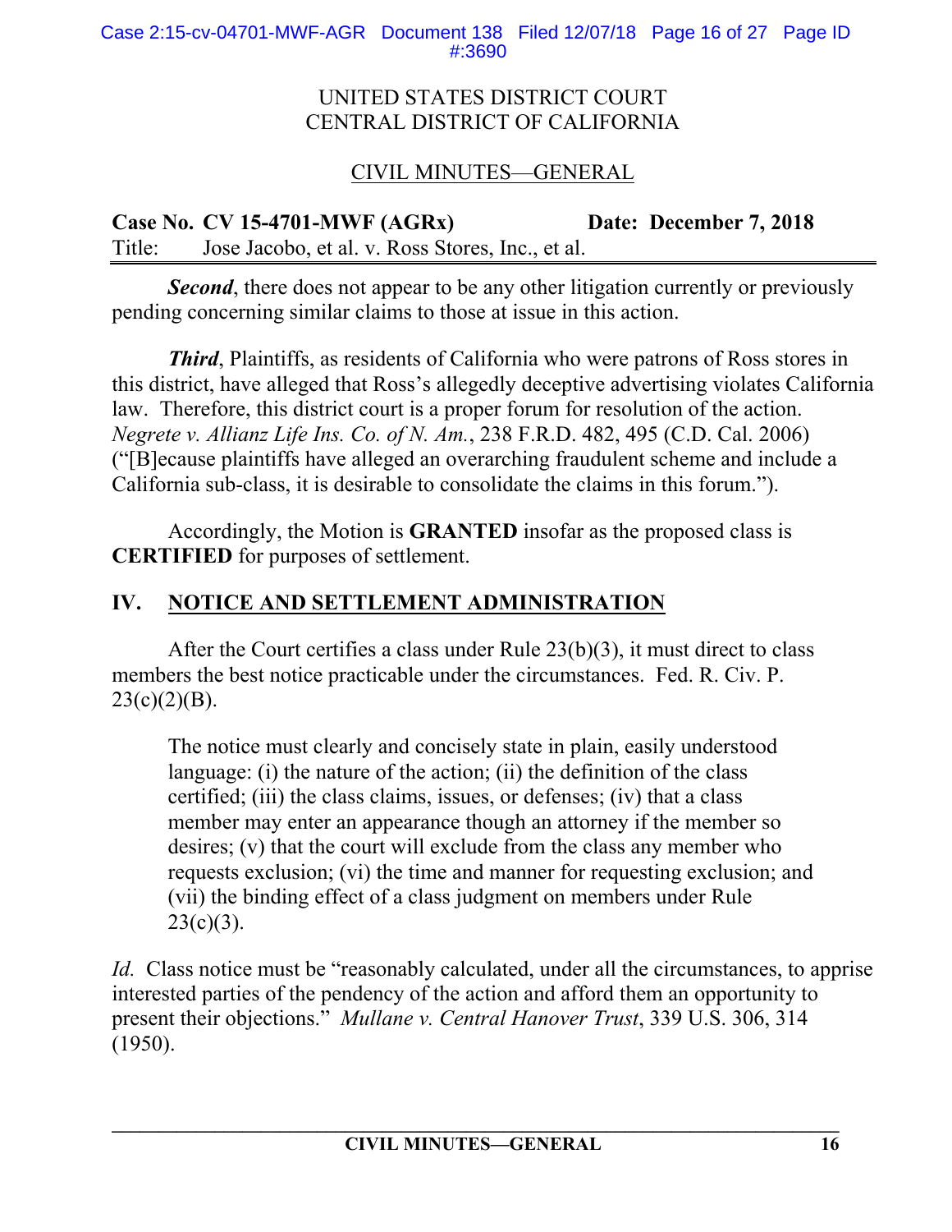***Second***, there does not appear to be any other litigation currently or previously pending concerning similar claims to those at issue in this action.

***Third***, Plaintiffs, as residents of California who were patrons of Ross stores in this district, have alleged that Ross's allegedly deceptive advertising violates California law. Therefore, this district court is a proper forum for resolution of the action. *Negrete v. Allianz Life Ins. Co. of N. Am.*, 238 F.R.D. 482, 495 (C.D. Cal. 2006) ("[B]ecause plaintiffs have alleged an overarching fraudulent scheme and include a California sub-class, it is desirable to consolidate the claims in this forum.").

Accordingly, the Motion is **GRANTED** insofar as the proposed class is **CERTIFIED** for purposes of settlement.

## IV. NOTICE AND SETTLEMENT ADMINISTRATION

After the Court certifies a class under Rule 23(b)(3), it must direct to class members the best notice practicable under the circumstances. Fed. R. Civ. P. 23(c)(2)(B).

> The notice must clearly and concisely state in plain, easily understood language: (i) the nature of the action; (ii) the definition of the class certified; (iii) the class claims, issues, or defenses; (iv) that a class member may enter an appearance though an attorney if the member so desires; (v) that the court will exclude from the class any member who requests exclusion; (vi) the time and manner for requesting exclusion; and (vii) the binding effect of a class judgment on members under Rule 23(c)(3).

*Id.* Class notice must be "reasonably calculated, under all the circumstances, to apprise interested parties of the pendency of the action and afford them an opportunity to present their objections." *Mullane v. Central Hanover Trust*, 339 U.S. 306, 314 (1950).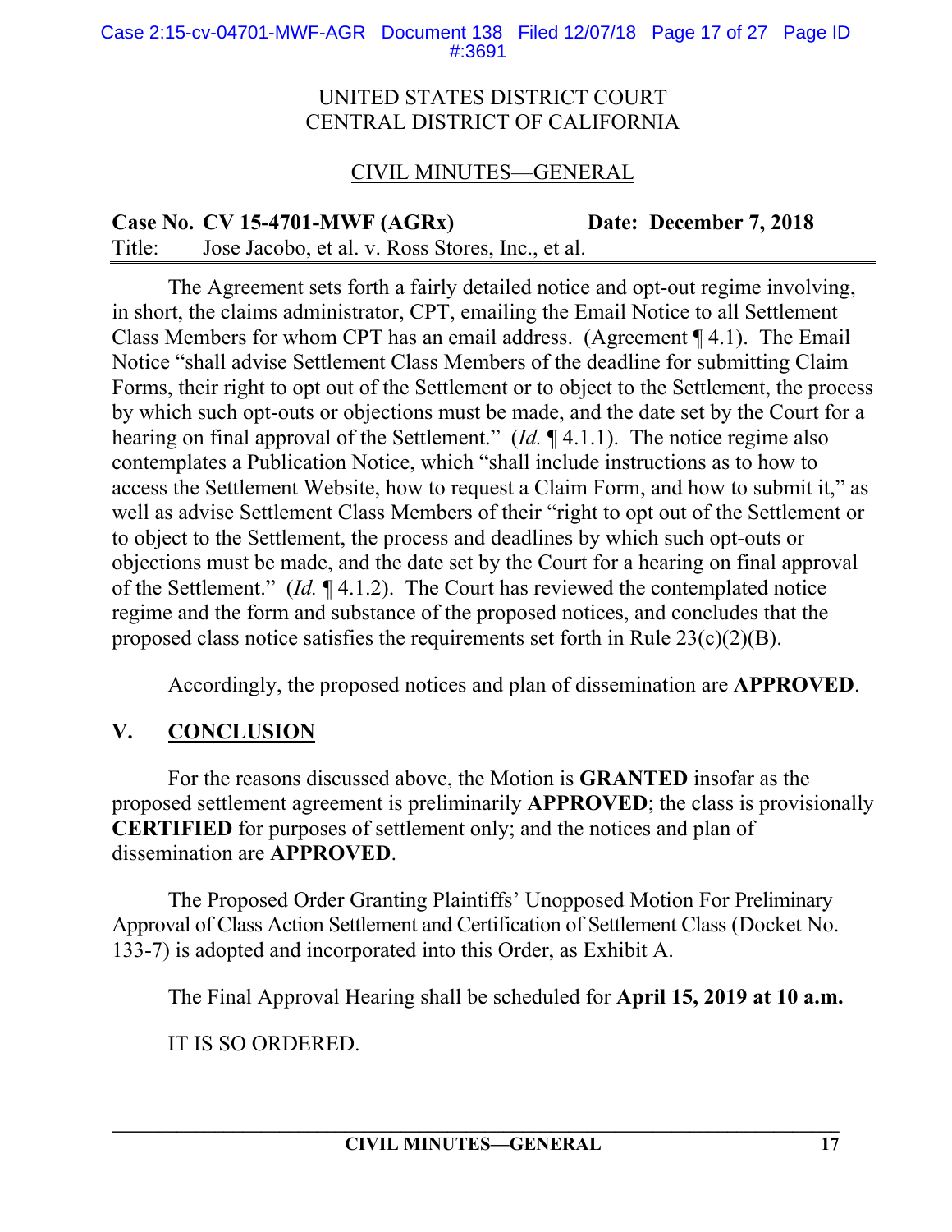UNITED STATES DISTRICT COURT
CENTRAL DISTRICT OF CALIFORNIA

CIVIL MINUTES—GENERAL

**Case No. CV 15-4701-MWF (AGRx)** **Date: December 7, 2018**
Title: Jose Jacobo, et al. v. Ross Stores, Inc., et al.

The Agreement sets forth a fairly detailed notice and opt-out regime involving, in short, the claims administrator, CPT, emailing the Email Notice to all Settlement Class Members for whom CPT has an email address. (Agreement ¶ 4.1). The Email Notice "shall advise Settlement Class Members of the deadline for submitting Claim Forms, their right to opt out of the Settlement or to object to the Settlement, the process by which such opt-outs or objections must be made, and the date set by the Court for a hearing on final approval of the Settlement." (*Id.* ¶ 4.1.1). The notice regime also contemplates a Publication Notice, which "shall include instructions as to how to access the Settlement Website, how to request a Claim Form, and how to submit it," as well as advise Settlement Class Members of their "right to opt out of the Settlement or to object to the Settlement, the process and deadlines by which such opt-outs or objections must be made, and the date set by the Court for a hearing on final approval of the Settlement." (*Id.* ¶ 4.1.2). The Court has reviewed the contemplated notice regime and the form and substance of the proposed notices, and concludes that the proposed class notice satisfies the requirements set forth in Rule 23(c)(2)(B).

Accordingly, the proposed notices and plan of dissemination are **APPROVED**.

## V. CONCLUSION

For the reasons discussed above, the Motion is **GRANTED** insofar as the proposed settlement agreement is preliminarily **APPROVED**; the class is provisionally **CERTIFIED** for purposes of settlement only; and the notices and plan of dissemination are **APPROVED**.

The Proposed Order Granting Plaintiffs' Unopposed Motion For Preliminary Approval of Class Action Settlement and Certification of Settlement Class (Docket No. 133-7) is adopted and incorporated into this Order, as Exhibit A.

The Final Approval Hearing shall be scheduled for **April 15, 2019 at 10 a.m.**

IT IS SO ORDERED.